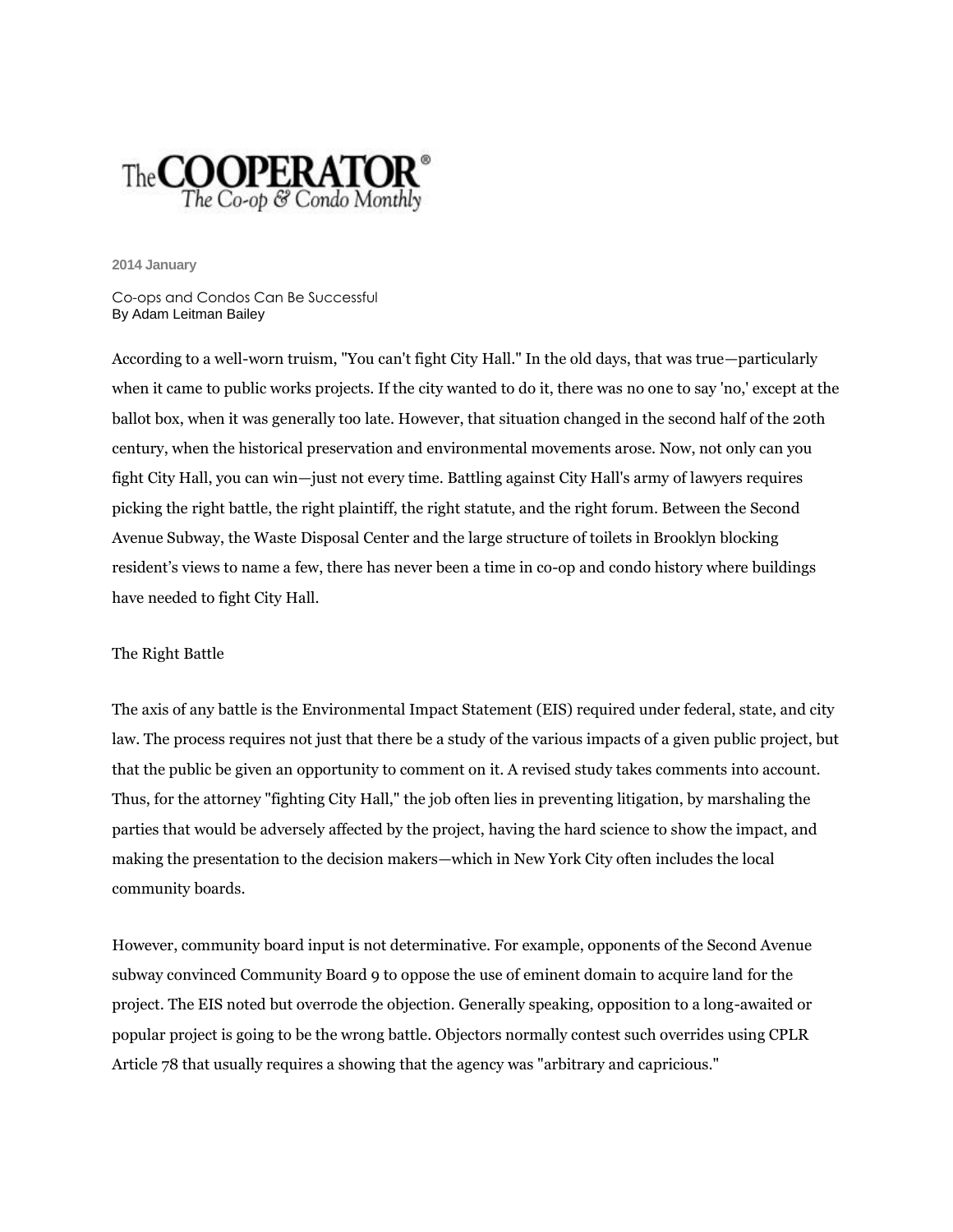# The COOPERATOR®

*The Co-op & Condo Monthly*

**2014 January**

Co-ops and Condos Can Be Successful

By Adam Leitman Bailey

According to a well-worn truism, "You can't fight City Hall." In the old days, that was true—particularly when it came to public works projects. If the city wanted to do it, there was no one to say 'no,' except at the ballot box, when it was generally too late. However, that situation changed in the second half of the 20th century, when the historical preservation and environmental movements arose. Now, not only can you fight City Hall, you can win—just not every time. Battling against City Hall's army of lawyers requires picking the right battle, the right plaintiff, the right statute, and the right forum. Between the Second Avenue Subway, the Waste Disposal Center and the large structure of toilets in Brooklyn blocking resident's views to name a few, there has never been a time in co-op and condo history where buildings have needed to fight City Hall.

## The Right Battle

The axis of any battle is the Environmental Impact Statement (EIS) required under federal, state, and city law. The process requires not just that there be a study of the various impacts of a given public project, but that the public be given an opportunity to comment on it. A revised study takes comments into account. Thus, for the attorney "fighting City Hall," the job often lies in preventing litigation, by marshaling the parties that would be adversely affected by the project, having the hard science to show the impact, and making the presentation to the decision makers—which in New York City often includes the local community boards.

However, community board input is not determinative. For example, opponents of the Second Avenue subway convinced Community Board 9 to oppose the use of eminent domain to acquire land for the project. The EIS noted but overrode the objection. Generally speaking, opposition to a long-awaited or popular project is going to be the wrong battle. Objectors normally contest such overrides using CPLR Article 78 that usually requires a showing that the agency was "arbitrary and capricious."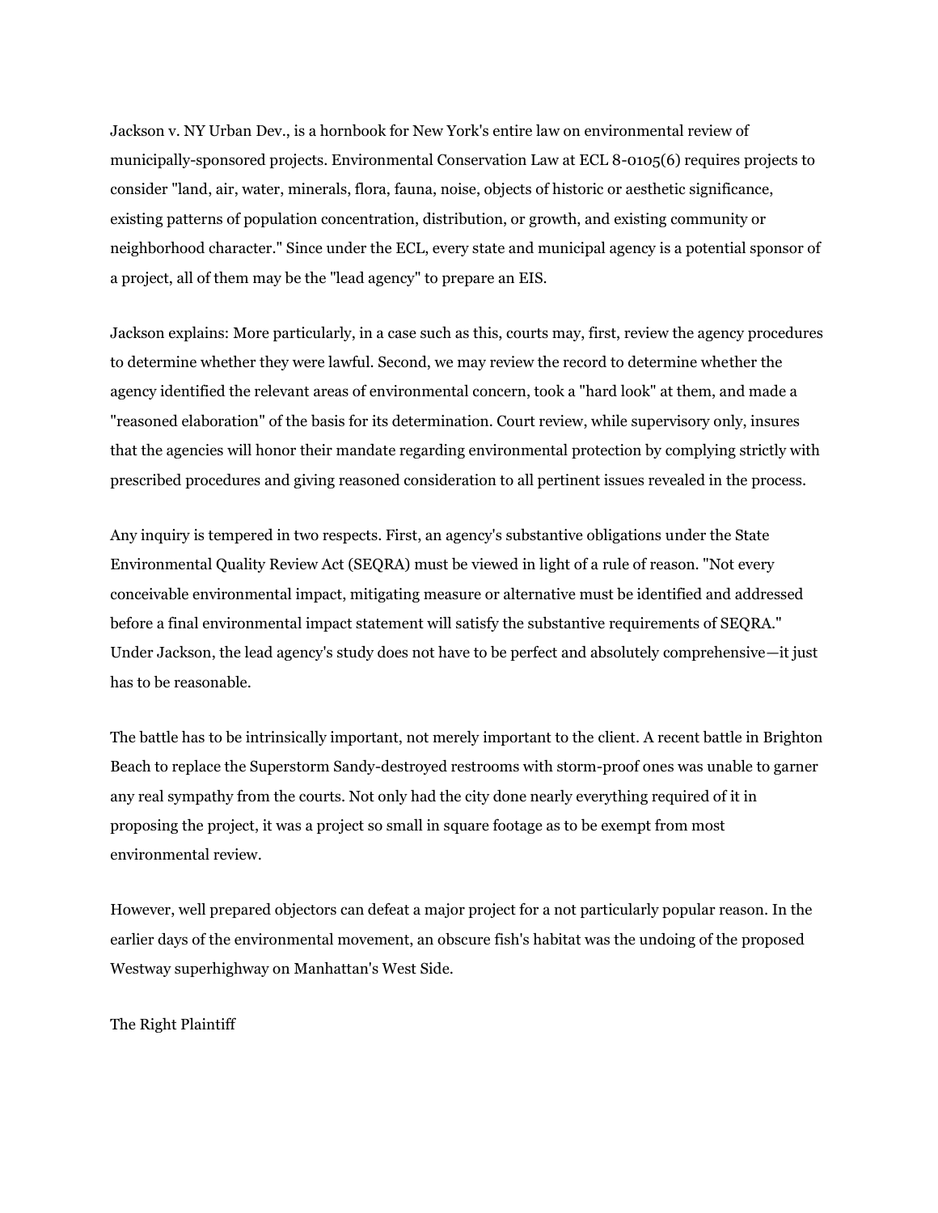Jackson v. NY Urban Dev., is a hornbook for New York's entire law on environmental review of municipally-sponsored projects. Environmental Conservation Law at ECL 8-0105(6) requires projects to consider "land, air, water, minerals, flora, fauna, noise, objects of historic or aesthetic significance, existing patterns of population concentration, distribution, or growth, and existing community or neighborhood character." Since under the ECL, every state and municipal agency is a potential sponsor of a project, all of them may be the "lead agency" to prepare an EIS.

Jackson explains: More particularly, in a case such as this, courts may, first, review the agency procedures to determine whether they were lawful. Second, we may review the record to determine whether the agency identified the relevant areas of environmental concern, took a "hard look" at them, and made a "reasoned elaboration" of the basis for its determination. Court review, while supervisory only, insures that the agencies will honor their mandate regarding environmental protection by complying strictly with prescribed procedures and giving reasoned consideration to all pertinent issues revealed in the process.

Any inquiry is tempered in two respects. First, an agency's substantive obligations under the State Environmental Quality Review Act (SEQRA) must be viewed in light of a rule of reason. "Not every conceivable environmental impact, mitigating measure or alternative must be identified and addressed before a final environmental impact statement will satisfy the substantive requirements of SEQRA." Under Jackson, the lead agency's study does not have to be perfect and absolutely comprehensive—it just has to be reasonable.

The battle has to be intrinsically important, not merely important to the client. A recent battle in Brighton Beach to replace the Superstorm Sandy-destroyed restrooms with storm-proof ones was unable to garner any real sympathy from the courts. Not only had the city done nearly everything required of it in proposing the project, it was a project so small in square footage as to be exempt from most environmental review.

However, well prepared objectors can defeat a major project for a not particularly popular reason. In the earlier days of the environmental movement, an obscure fish's habitat was the undoing of the proposed Westway superhighway on Manhattan's West Side.

## The Right Plaintiff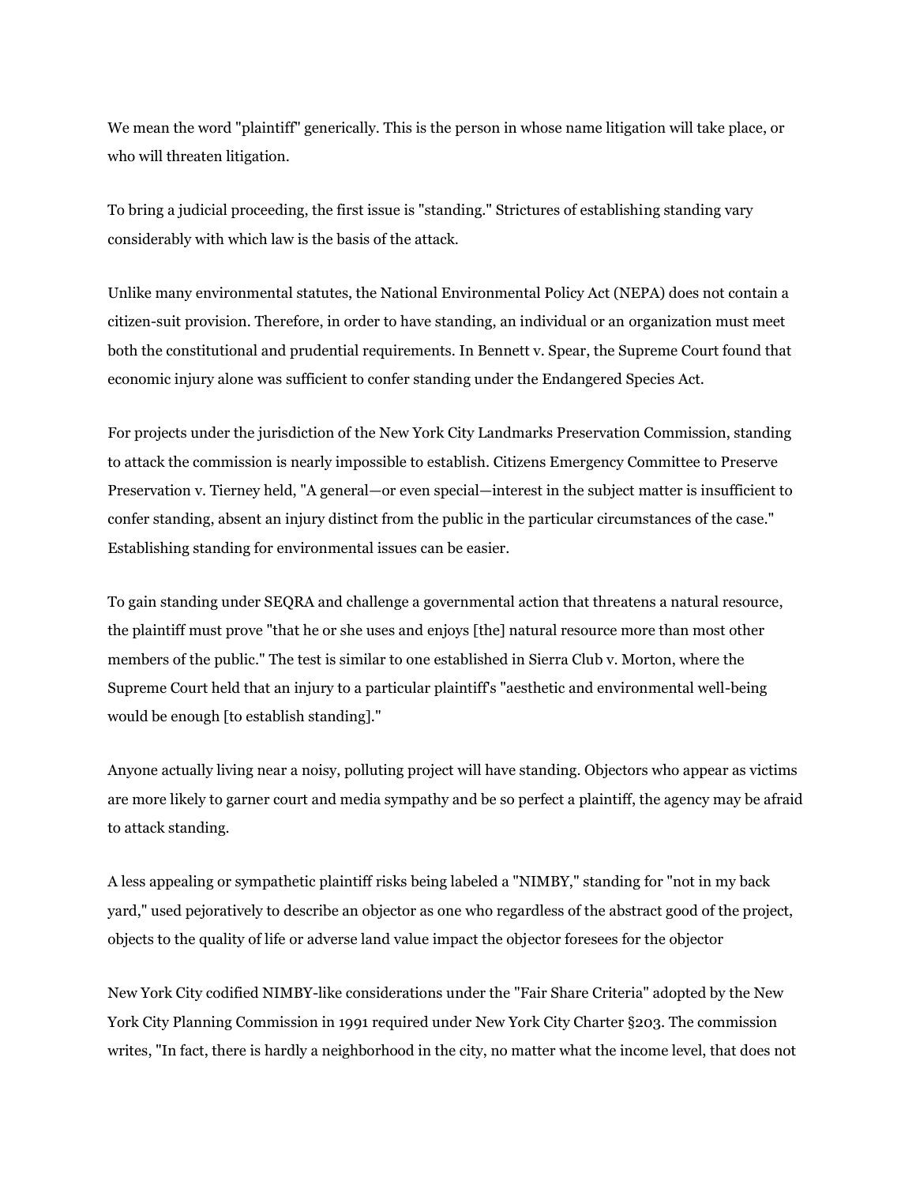We mean the word "plaintiff" generically. This is the person in whose name litigation will take place, or who will threaten litigation.

To bring a judicial proceeding, the first issue is "standing." Strictures of establishing standing vary considerably with which law is the basis of the attack.

Unlike many environmental statutes, the National Environmental Policy Act (NEPA) does not contain a citizen-suit provision. Therefore, in order to have standing, an individual or an organization must meet both the constitutional and prudential requirements. In Bennett v. Spear, the Supreme Court found that economic injury alone was sufficient to confer standing under the Endangered Species Act.

For projects under the jurisdiction of the New York City Landmarks Preservation Commission, standing to attack the commission is nearly impossible to establish. Citizens Emergency Committee to Preserve Preservation v. Tierney held, "A general—or even special—interest in the subject matter is insufficient to confer standing, absent an injury distinct from the public in the particular circumstances of the case." Establishing standing for environmental issues can be easier.

To gain standing under SEQRA and challenge a governmental action that threatens a natural resource, the plaintiff must prove "that he or she uses and enjoys [the] natural resource more than most other members of the public." The test is similar to one established in Sierra Club v. Morton, where the Supreme Court held that an injury to a particular plaintiff's "aesthetic and environmental well-being would be enough [to establish standing]."

Anyone actually living near a noisy, polluting project will have standing. Objectors who appear as victims are more likely to garner court and media sympathy and be so perfect a plaintiff, the agency may be afraid to attack standing.

A less appealing or sympathetic plaintiff risks being labeled a "NIMBY," standing for "not in my back yard," used pejoratively to describe an objector as one who regardless of the abstract good of the project, objects to the quality of life or adverse land value impact the objector foresees for the objector

New York City codified NIMBY-like considerations under the "Fair Share Criteria" adopted by the New York City Planning Commission in 1991 required under New York City Charter §203. The commission writes, "In fact, there is hardly a neighborhood in the city, no matter what the income level, that does not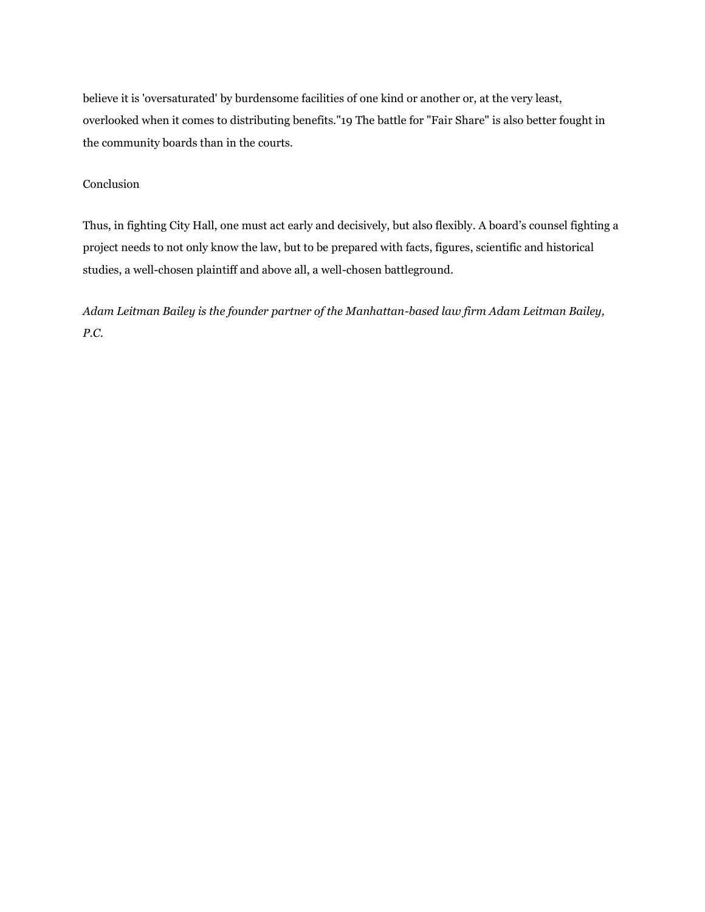believe it is 'oversaturated' by burdensome facilities of one kind or another or, at the very least, overlooked when it comes to distributing benefits."[19] The battle for "Fair Share" is also better fought in the community boards than in the courts.

## Conclusion

Thus, in fighting City Hall, one must act early and decisively, but also flexibly. A board's counsel fighting a project needs to not only know the law, but to be prepared with facts, figures, scientific and historical studies, a well-chosen plaintiff and above all, a well-chosen battleground.

*Adam Leitman Bailey is the founder partner of the Manhattan-based law firm Adam Leitman Bailey, P.C.*